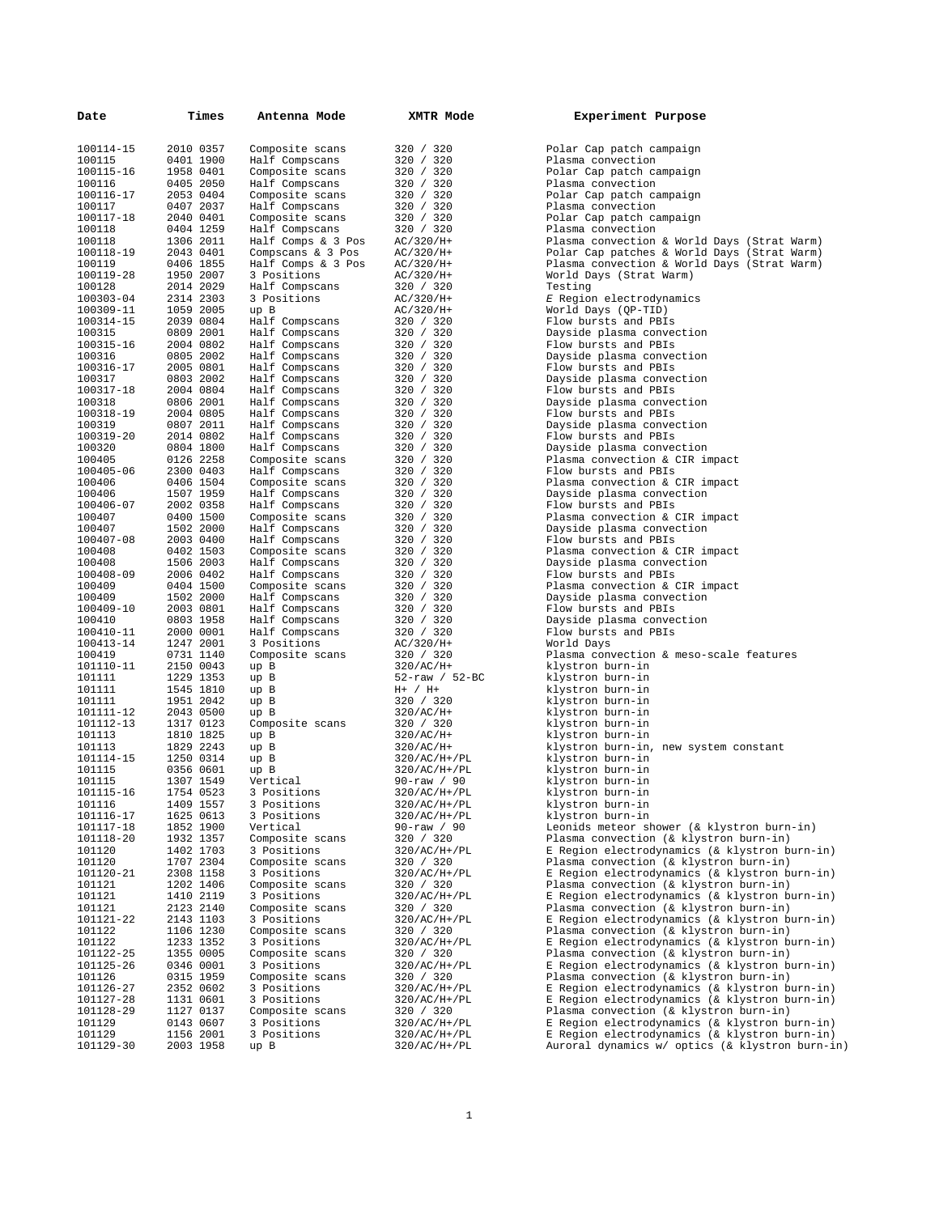| Date | Times | Antenna Mode | XMTR Mode | Experiment Purpose |
|---|---|---|---|---|
| 100114-15 | 2010 0357 | Composite scans | 320 / 320 | Polar Cap patch campaign |
| 100115 | 0401 1900 | Half Compscans | 320 / 320 | Plasma convection |
| 100115-16 | 1958 0401 | Composite scans | 320 / 320 | Polar Cap patch campaign |
| 100116 | 0405 2050 | Half Compscans | 320 / 320 | Plasma convection |
| 100116-17 | 2053 0404 | Composite scans | 320 / 320 | Polar Cap patch campaign |
| 100117 | 0407 2037 | Half Compscans | 320 / 320 | Plasma convection |
| 100117-18 | 2040 0401 | Composite scans | 320 / 320 | Polar Cap patch campaign |
| 100118 | 0404 1259 | Half Compscans | 320 / 320 | Plasma convection |
| 100118 | 1306 2011 | Half Comps & 3 Pos | AC/320/H+ | Plasma convection & World Days (Strat Warm) |
| 100118-19 | 2043 0401 | Compscans & 3 Pos | AC/320/H+ | Polar Cap patches & World Days (Strat Warm) |
| 100119 | 0406 1855 | Half Comps & 3 Pos | AC/320/H+ | Plasma convection & World Days (Strat Warm) |
| 100119-28 | 1950 2007 | 3 Positions | AC/320/H+ | World Days (Strat Warm) |
| 100128 | 2014 2029 | Half Compscans | 320 / 320 | Testing |
| 100303-04 | 2314 2303 | 3 Positions | AC/320/H+ | *E* Region electrodynamics |
| 100309-11 | 1059 2005 | up B | AC/320/H+ | World Days (QP-TID) |
| 100314-15 | 2039 0804 | Half Compscans | 320 / 320 | Flow bursts and PBIs |
| 100315 | 0809 2001 | Half Compscans | 320 / 320 | Dayside plasma convection |
| 100315-16 | 2004 0802 | Half Compscans | 320 / 320 | Flow bursts and PBIs |
| 100316 | 0805 2002 | Half Compscans | 320 / 320 | Dayside plasma convection |
| 100316-17 | 2005 0801 | Half Compscans | 320 / 320 | Flow bursts and PBIs |
| 100317 | 0803 2002 | Half Compscans | 320 / 320 | Dayside plasma convection |
| 100317-18 | 2004 0804 | Half Compscans | 320 / 320 | Flow bursts and PBIs |
| 100318 | 0806 2001 | Half Compscans | 320 / 320 | Dayside plasma convection |
| 100318-19 | 2004 0805 | Half Compscans | 320 / 320 | Flow bursts and PBIs |
| 100319 | 0807 2011 | Half Compscans | 320 / 320 | Dayside plasma convection |
| 100319-20 | 2014 0802 | Half Compscans | 320 / 320 | Flow bursts and PBIs |
| 100320 | 0804 1800 | Half Compscans | 320 / 320 | Dayside plasma convection |
| 100405 | 0126 2258 | Composite scans | 320 / 320 | Plasma convection & CIR impact |
| 100405-06 | 2300 0403 | Half Compscans | 320 / 320 | Flow bursts and PBIs |
| 100406 | 0406 1504 | Composite scans | 320 / 320 | Plasma convection & CIR impact |
| 100406 | 1507 1959 | Half Compscans | 320 / 320 | Dayside plasma convection |
| 100406-07 | 2002 0358 | Half Compscans | 320 / 320 | Flow bursts and PBIs |
| 100407 | 0400 1500 | Composite scans | 320 / 320 | Plasma convection & CIR impact |
| 100407 | 1502 2000 | Half Compscans | 320 / 320 | Dayside plasma convection |
| 100407-08 | 2003 0400 | Half Compscans | 320 / 320 | Flow bursts and PBIs |
| 100408 | 0402 1503 | Composite scans | 320 / 320 | Plasma convection & CIR impact |
| 100408 | 1506 2003 | Half Compscans | 320 / 320 | Dayside plasma convection |
| 100408-09 | 2006 0402 | Half Compscans | 320 / 320 | Flow bursts and PBIs |
| 100409 | 0404 1500 | Composite scans | 320 / 320 | Plasma convection & CIR impact |
| 100409 | 1502 2000 | Half Compscans | 320 / 320 | Dayside plasma convection |
| 100409-10 | 2003 0801 | Half Compscans | 320 / 320 | Flow bursts and PBIs |
| 100410 | 0803 1958 | Half Compscans | 320 / 320 | Dayside plasma convection |
| 100410-11 | 2000 0001 | Half Compscans | 320 / 320 | Flow bursts and PBIs |
| 100413-14 | 1247 2001 | 3 Positions | AC/320/H+ | World Days |
| 100419 | 0731 1140 | Composite scans | 320 / 320 | Plasma convection & meso-scale features |
| 101110-11 | 2150 0043 | up B | 320/AC/H+ | klystron burn-in |
| 101111 | 1229 1353 | up B | 52-raw / 52-BC | klystron burn-in |
| 101111 | 1545 1810 | up B | H+ / H+ | klystron burn-in |
| 101111 | 1951 2042 | up B | 320 / 320 | klystron burn-in |
| 101111-12 | 2043 0500 | up B | 320/AC/H+ | klystron burn-in |
| 101112-13 | 1317 0123 | Composite scans | 320 / 320 | klystron burn-in |
| 101113 | 1810 1825 | up B | 320/AC/H+ | klystron burn-in |
| 101113 | 1829 2243 | up B | 320/AC/H+ | klystron burn-in, new system constant |
| 101114-15 | 1250 0314 | up B | 320/AC/H+/PL | klystron burn-in |
| 101115 | 0356 0601 | up B | 320/AC/H+/PL | klystron burn-in |
| 101115 | 1307 1549 | Vertical | 90-raw / 90 | klystron burn-in |
| 101115-16 | 1754 0523 | 3 Positions | 320/AC/H+/PL | klystron burn-in |
| 101116 | 1409 1557 | 3 Positions | 320/AC/H+/PL | klystron burn-in |
| 101116-17 | 1625 0613 | 3 Positions | 320/AC/H+/PL | klystron burn-in |
| 101117-18 | 1852 1900 | Vertical | 90-raw / 90 | Leonids meteor shower (& klystron burn-in) |
| 101118-20 | 1932 1357 | Composite scans | 320 / 320 | Plasma convection (& klystron burn-in) |
| 101120 | 1402 1703 | 3 Positions | 320/AC/H+/PL | E Region electrodynamics (& klystron burn-in) |
| 101120 | 1707 2304 | Composite scans | 320 / 320 | Plasma convection (& klystron burn-in) |
| 101120-21 | 2308 1158 | 3 Positions | 320/AC/H+/PL | E Region electrodynamics (& klystron burn-in) |
| 101121 | 1202 1406 | Composite scans | 320 / 320 | Plasma convection (& klystron burn-in) |
| 101121 | 1410 2119 | 3 Positions | 320/AC/H+/PL | E Region electrodynamics (& klystron burn-in) |
| 101121 | 2123 2140 | Composite scans | 320 / 320 | Plasma convection (& klystron burn-in) |
| 101121-22 | 2143 1103 | 3 Positions | 320/AC/H+/PL | E Region electrodynamics (& klystron burn-in) |
| 101122 | 1106 1230 | Composite scans | 320 / 320 | Plasma convection (& klystron burn-in) |
| 101122 | 1233 1352 | 3 Positions | 320/AC/H+/PL | E Region electrodynamics (& klystron burn-in) |
| 101122-25 | 1355 0005 | Composite scans | 320 / 320 | Plasma convection (& klystron burn-in) |
| 101125-26 | 0346 0001 | 3 Positions | 320/AC/H+/PL | E Region electrodynamics (& klystron burn-in) |
| 101126 | 0315 1959 | Composite scans | 320 / 320 | Plasma convection (& klystron burn-in) |
| 101126-27 | 2352 0602 | 3 Positions | 320/AC/H+/PL | E Region electrodynamics (& klystron burn-in) |
| 101127-28 | 1131 0601 | 3 Positions | 320/AC/H+/PL | E Region electrodynamics (& klystron burn-in) |
| 101128-29 | 1127 0137 | Composite scans | 320 / 320 | Plasma convection (& klystron burn-in) |
| 101129 | 0143 0607 | 3 Positions | 320/AC/H+/PL | E Region electrodynamics (& klystron burn-in) |
| 101129 | 1156 2001 | 3 Positions | 320/AC/H+/PL | E Region electrodynamics (& klystron burn-in) |
| 101129-30 | 2003 1958 | up B | 320/AC/H+/PL | Auroral dynamics w/ optics (& klystron burn-in) |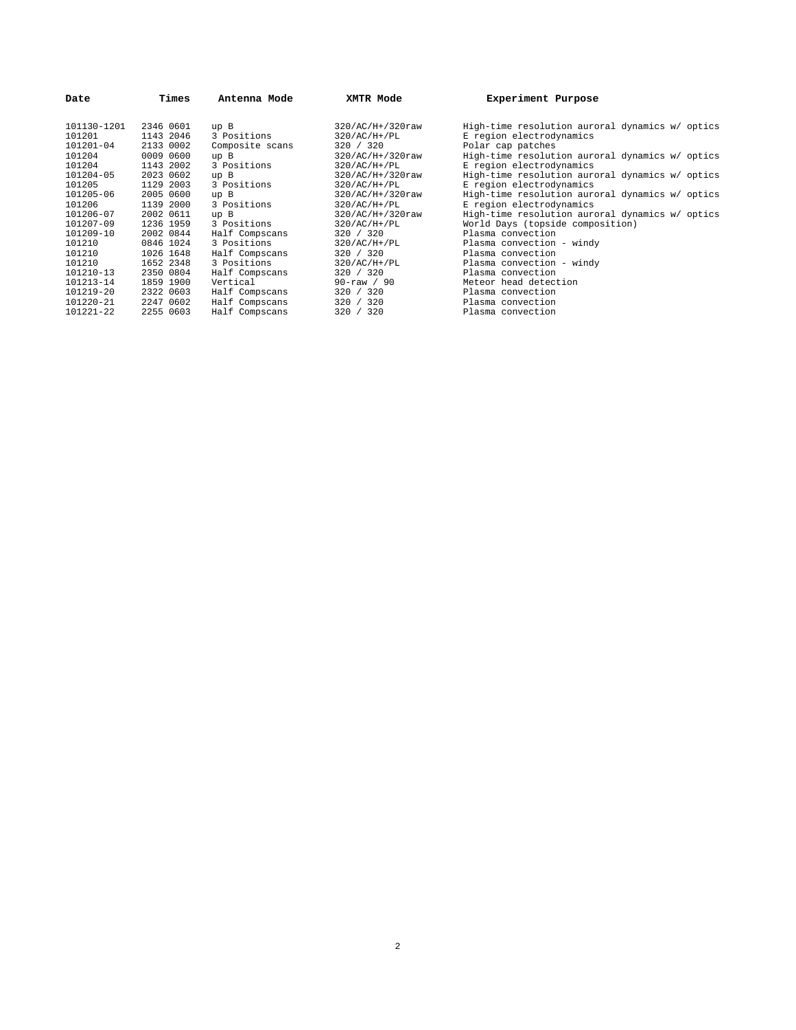| Date | Times | Antenna Mode | XMTR Mode | Experiment Purpose |
|---|---|---|---|---|
| 101130-1201 | 2346 0601 | up B | 320/AC/H+/320raw | High-time resolution auroral dynamics w/ optics |
| 101201 | 1143 2046 | 3 Positions | 320/AC/H+/PL | E region electrodynamics |
| 101201-04 | 2133 0002 | Composite scans | 320 / 320 | Polar cap patches |
| 101204 | 0009 0600 | up B | 320/AC/H+/320raw | High-time resolution auroral dynamics w/ optics |
| 101204 | 1143 2002 | 3 Positions | 320/AC/H+/PL | E region electrodynamics |
| 101204-05 | 2023 0602 | up B | 320/AC/H+/320raw | High-time resolution auroral dynamics w/ optics |
| 101205 | 1129 2003 | 3 Positions | 320/AC/H+/PL | E region electrodynamics |
| 101205-06 | 2005 0600 | up B | 320/AC/H+/320raw | High-time resolution auroral dynamics w/ optics |
| 101206 | 1139 2000 | 3 Positions | 320/AC/H+/PL | E region electrodynamics |
| 101206-07 | 2002 0611 | up B | 320/AC/H+/320raw | High-time resolution auroral dynamics w/ optics |
| 101207-09 | 1236 1959 | 3 Positions | 320/AC/H+/PL | World Days (topside composition) |
| 101209-10 | 2002 0844 | Half Compscans | 320 / 320 | Plasma convection |
| 101210 | 0846 1024 | 3 Positions | 320/AC/H+/PL | Plasma convection - windy |
| 101210 | 1026 1648 | Half Compscans | 320 / 320 | Plasma convection |
| 101210 | 1652 2348 | 3 Positions | 320/AC/H+/PL | Plasma convection - windy |
| 101210-13 | 2350 0804 | Half Compscans | 320 / 320 | Plasma convection |
| 101213-14 | 1859 1900 | Vertical | 90-raw / 90 | Meteor head detection |
| 101219-20 | 2322 0603 | Half Compscans | 320 / 320 | Plasma convection |
| 101220-21 | 2247 0602 | Half Compscans | 320 / 320 | Plasma convection |
| 101221-22 | 2255 0603 | Half Compscans | 320 / 320 | Plasma convection |